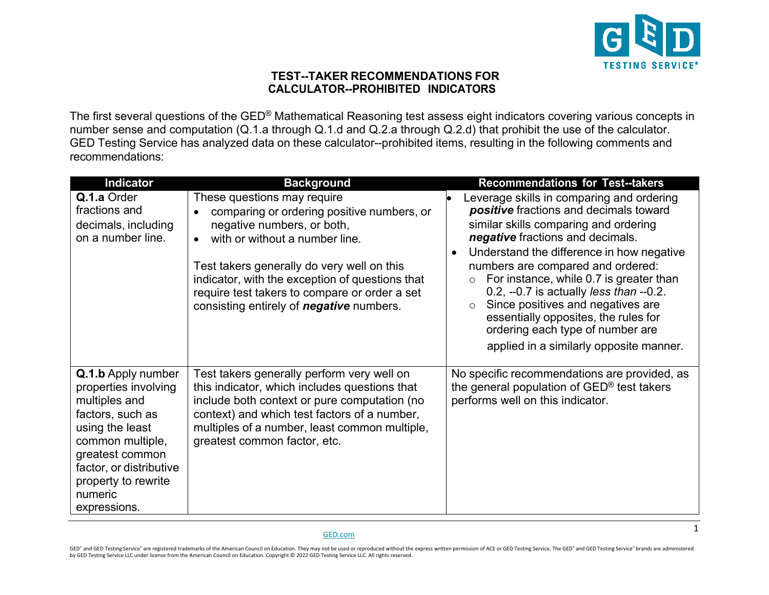# TEST--TAKER RECOMMENDATIONS FOR CALCULATOR--PROHIBITED INDICATORS

The first several questions of the GED® Mathematical Reasoning test assess eight indicators covering various concepts in number sense and computation (Q.1.a through Q.1.d and Q.2.a through Q.2.d) that prohibit the use of the calculator. GED Testing Service has analyzed data on these calculator--prohibited items, resulting in the following comments and recommendations:

| Indicator | Background | Recommendations for Test--takers |
| --- | --- | --- |
| **Q.1.a** Order fractions and decimals, including on a number line. | These questions may require<br>• comparing or ordering positive numbers, or negative numbers, or both,<br>• with or without a number line.<br><br>Test takers generally do very well on this indicator, with the exception of questions that require test takers to compare or order a set consisting entirely of ***negative*** numbers. | • Leverage skills in comparing and ordering ***positive*** fractions and decimals toward similar skills comparing and ordering ***negative*** fractions and decimals.<br>• Understand the difference in how negative numbers are compared and ordered:<br>&nbsp;&nbsp;○ For instance, while 0.7 is greater than 0.2, --0.7 is actually *less than* --0.2.<br>&nbsp;&nbsp;○ Since positives and negatives are essentially opposites, the rules for ordering each type of number are applied in a similarly opposite manner. |
| **Q.1.b** Apply number properties involving multiples and factors, such as using the least common multiple, greatest common factor, or distributive property to rewrite numeric expressions. | Test takers generally perform very well on this indicator, which includes questions that include both context or pure computation (no context) and which test factors of a number, multiples of a number, least common multiple, greatest common factor, etc. | No specific recommendations are provided, as the general population of GED® test takers performs well on this indicator. |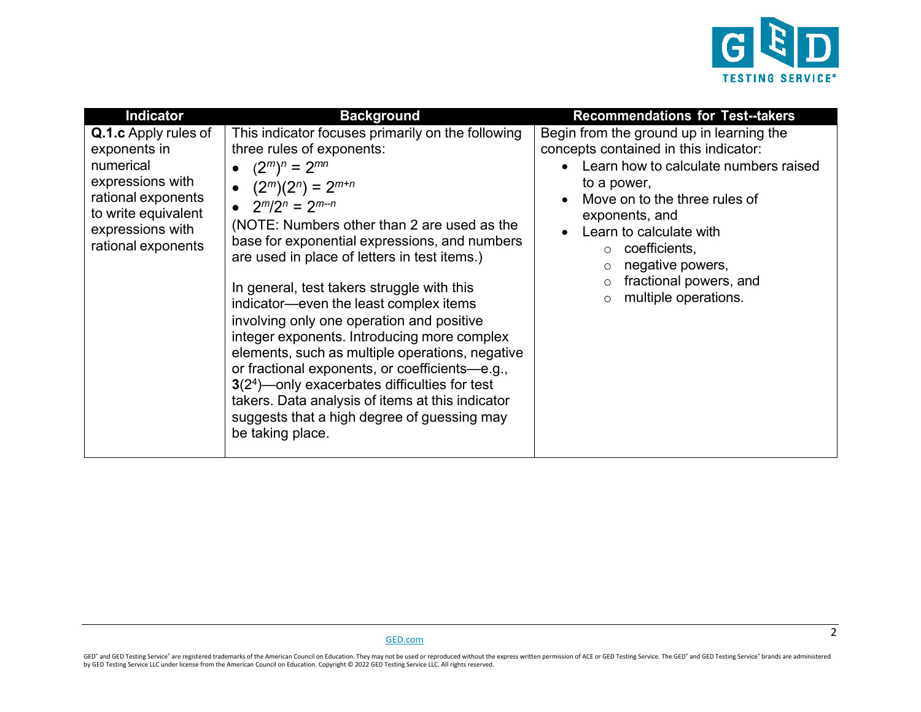| Indicator | Background | Recommendations for Test--takers |
|---|---|---|
| **Q.1.c** Apply rules of exponents in numerical expressions with rational exponents to write equivalent expressions with rational exponents | This indicator focuses primarily on the following three rules of exponents:<br>• $(2^m)^n = 2^{mn}$<br>• $(2^m)(2^n) = 2^{m+n}$<br>• $2^m/2^n = 2^{m-n}$<br>(NOTE: Numbers other than 2 are used as the base for exponential expressions, and numbers are used in place of letters in test items.)<br><br>In general, test takers struggle with this indicator—even the least complex items involving only one operation and positive integer exponents. Introducing more complex elements, such as multiple operations, negative or fractional exponents, or coefficients—e.g., **3**$(2^4)$—only exacerbates difficulties for test takers. Data analysis of items at this indicator suggests that a high degree of guessing may be taking place. | Begin from the ground up in learning the concepts contained in this indicator:<br>• Learn how to calculate numbers raised to a power,<br>• Move on to the three rules of exponents, and<br>• Learn to calculate with<br>  ○ coefficients,<br>  ○ negative powers,<br>  ○ fractional powers, and<br>  ○ multiple operations. |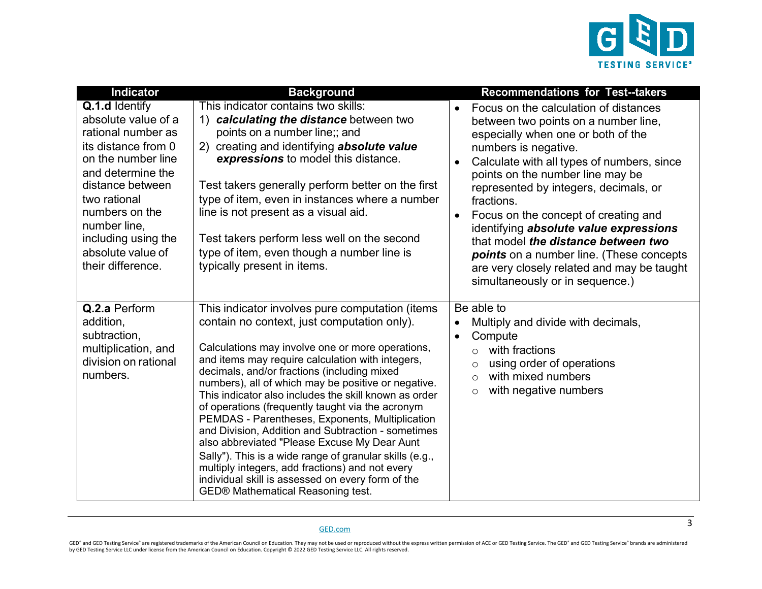| Indicator | Background | Recommendations for Test--takers |
|---|---|---|
| **Q.1.d** Identify absolute value of a rational number as its distance from 0 on the number line and determine the distance between two rational numbers on the number line, including using the absolute value of their difference. | This indicator contains two skills:<br>1) ***calculating the distance*** between two points on a number line;; and<br>2) creating and identifying ***absolute value expressions*** to model this distance.<br><br>Test takers generally perform better on the first type of item, even in instances where a number line is not present as a visual aid.<br><br>Test takers perform less well on the second type of item, even though a number line is typically present in items. | • Focus on the calculation of distances between two points on a number line, especially when one or both of the numbers is negative.<br>• Calculate with all types of numbers, since points on the number line may be represented by integers, decimals, or fractions.<br>• Focus on the concept of creating and identifying ***absolute value expressions*** that model ***the distance between two points*** on a number line. (These concepts are very closely related and may be taught simultaneously or in sequence.) |
| **Q.2.a** Perform addition, subtraction, multiplication, and division on rational numbers. | This indicator involves pure computation (items contain no context, just computation only).<br><br>Calculations may involve one or more operations, and items may require calculation with integers, decimals, and/or fractions (including mixed numbers), all of which may be positive or negative. This indicator also includes the skill known as order of operations (frequently taught via the acronym PEMDAS - Parentheses, Exponents, Multiplication and Division, Addition and Subtraction - sometimes also abbreviated "Please Excuse My Dear Aunt Sally"). This is a wide range of granular skills (e.g., multiply integers, add fractions) and not every individual skill is assessed on every form of the GED® Mathematical Reasoning test. | Be able to<br>• Multiply and divide with decimals,<br>• Compute<br>&nbsp;&nbsp;○ with fractions<br>&nbsp;&nbsp;○ using order of operations<br>&nbsp;&nbsp;○ with mixed numbers<br>&nbsp;&nbsp;○ with negative numbers |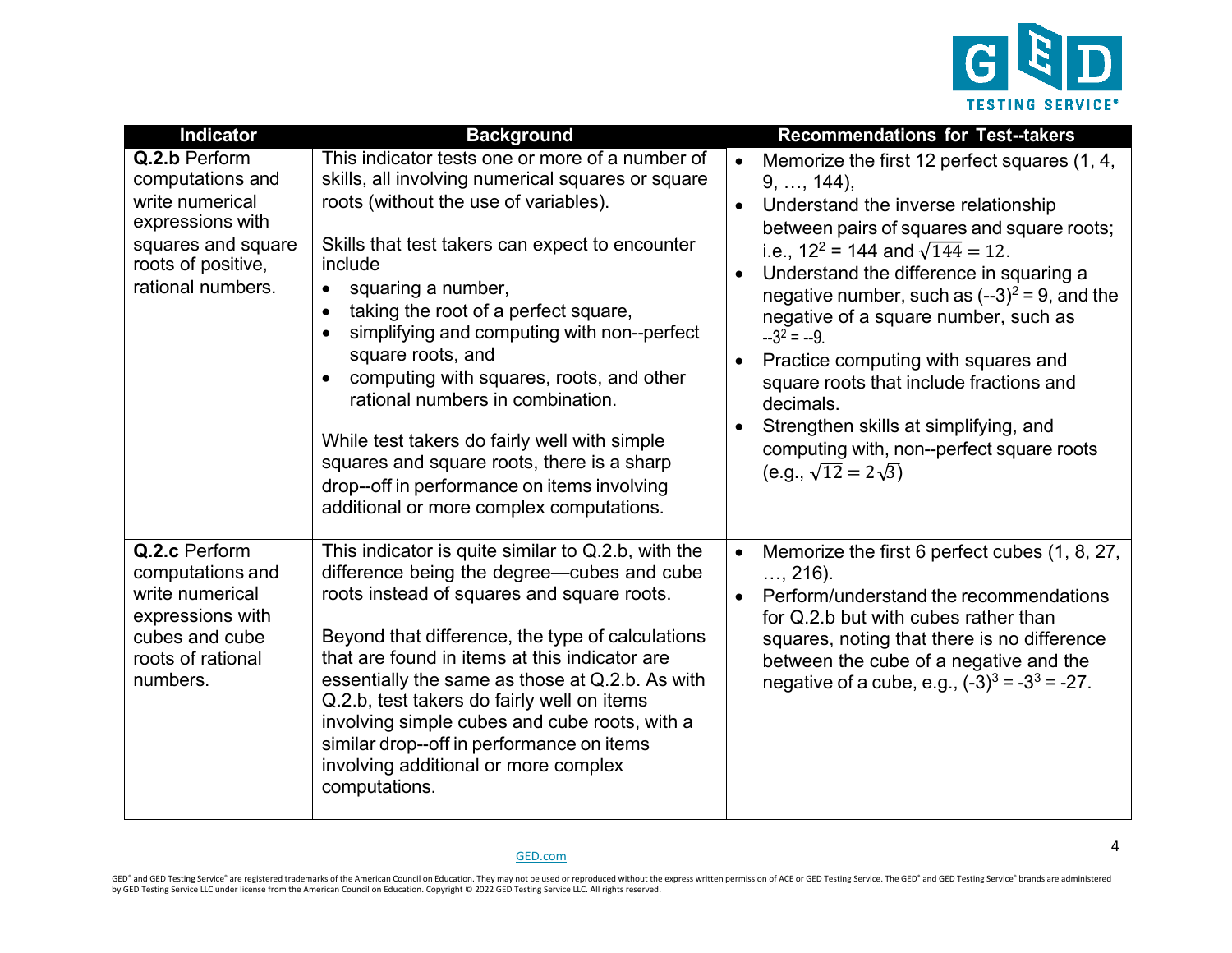| Indicator | Background | Recommendations for Test--takers |
|---|---|---|
| **Q.2.b** Perform computations and write numerical expressions with squares and square roots of positive, rational numbers. | This indicator tests one or more of a number of skills, all involving numerical squares or square roots (without the use of variables).<br><br>Skills that test takers can expect to encounter include<br>• squaring a number,<br>• taking the root of a perfect square,<br>• simplifying and computing with non--perfect square roots, and<br>• computing with squares, roots, and other rational numbers in combination.<br><br>While test takers do fairly well with simple squares and square roots, there is a sharp drop--off in performance on items involving additional or more complex computations. | • Memorize the first 12 perfect squares (1, 4, 9, …, 144),<br>• Understand the inverse relationship between pairs of squares and square roots; i.e., $12^2 = 144$ and $\sqrt{144} = 12$.<br>• Understand the difference in squaring a negative number, such as $(--3)^2 = 9$, and the negative of a square number, such as $--3^2 = --9$.<br>• Practice computing with squares and square roots that include fractions and decimals.<br>• Strengthen skills at simplifying, and computing with, non--perfect square roots (e.g., $\sqrt{12} = 2\sqrt{3}$) |
| **Q.2.c** Perform computations and write numerical expressions with cubes and cube roots of rational numbers. | This indicator is quite similar to Q.2.b, with the difference being the degree—cubes and cube roots instead of squares and square roots.<br><br>Beyond that difference, the type of calculations that are found in items at this indicator are essentially the same as those at Q.2.b. As with Q.2.b, test takers do fairly well on items involving simple cubes and cube roots, with a similar drop--off in performance on items involving additional or more complex computations. | • Memorize the first 6 perfect cubes (1, 8, 27, …, 216).<br>• Perform/understand the recommendations for Q.2.b but with cubes rather than squares, noting that there is no difference between the cube of a negative and the negative of a cube, e.g., $(-3)^3 = -3^3 = -27$. |

GED.com

GED® and GED Testing Service® are registered trademarks of the American Council on Education. They may not be used or reproduced without the express written permission of ACE or GED Testing Service. The GED® and GED Testing Service® brands are administered by GED Testing Service LLC under license from the American Council on Education. Copyright © 2022 GED Testing Service LLC. All rights reserved.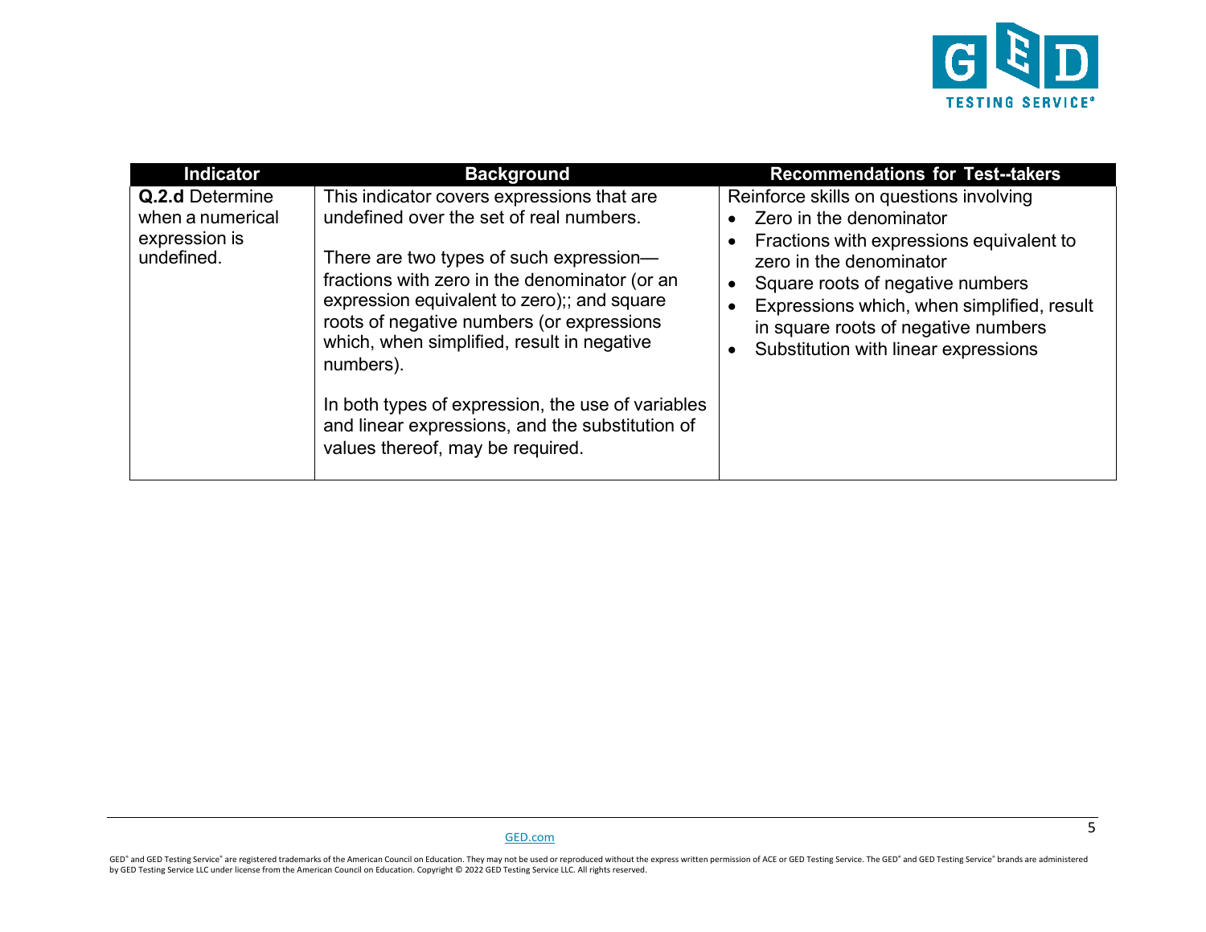| Indicator | Background | Recommendations for Test--takers |
| --- | --- | --- |
| **Q.2.d** Determine when a numerical expression is undefined. | This indicator covers expressions that are undefined over the set of real numbers.<br><br>There are two types of such expression—fractions with zero in the denominator (or an expression equivalent to zero);; and square roots of negative numbers (or expressions which, when simplified, result in negative numbers).<br><br>In both types of expression, the use of variables and linear expressions, and the substitution of values thereof, may be required. | Reinforce skills on questions involving<br>• Zero in the denominator<br>• Fractions with expressions equivalent to zero in the denominator<br>• Square roots of negative numbers<br>• Expressions which, when simplified, result in square roots of negative numbers<br>• Substitution with linear expressions |